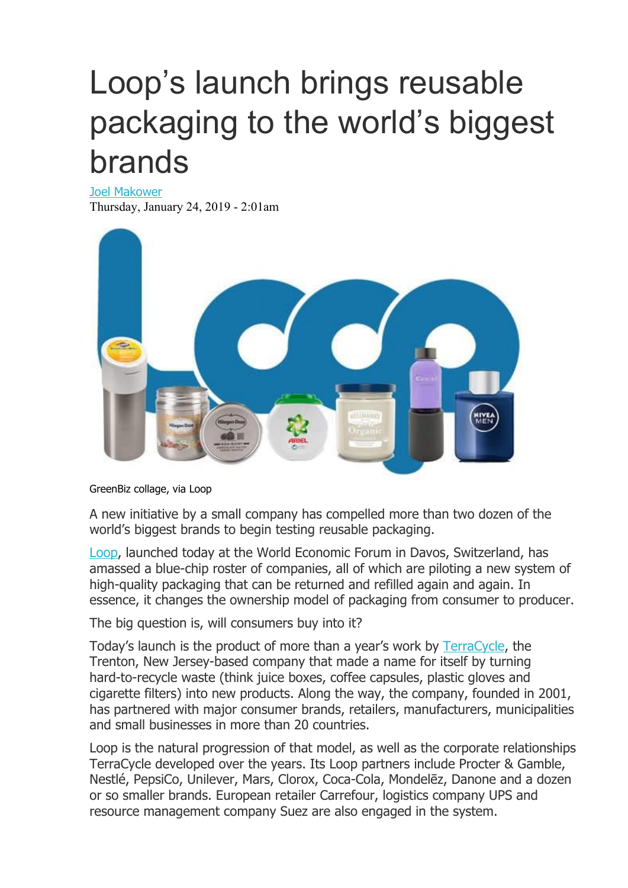# Loop's launch brings reusable packaging to the world's biggest brands

Joel Makower
Thursday, January 24, 2019 - 2:01am

GreenBiz collage, via Loop

A new initiative by a small company has compelled more than two dozen of the world's biggest brands to begin testing reusable packaging.

Loop, launched today at the World Economic Forum in Davos, Switzerland, has amassed a blue-chip roster of companies, all of which are piloting a new system of high-quality packaging that can be returned and refilled again and again. In essence, it changes the ownership model of packaging from consumer to producer.

The big question is, will consumers buy into it?

Today's launch is the product of more than a year's work by TerraCycle, the Trenton, New Jersey-based company that made a name for itself by turning hard-to-recycle waste (think juice boxes, coffee capsules, plastic gloves and cigarette filters) into new products. Along the way, the company, founded in 2001, has partnered with major consumer brands, retailers, manufacturers, municipalities and small businesses in more than 20 countries.

Loop is the natural progression of that model, as well as the corporate relationships TerraCycle developed over the years. Its Loop partners include Procter & Gamble, Nestlé, PepsiCo, Unilever, Mars, Clorox, Coca-Cola, Mondelēz, Danone and a dozen or so smaller brands. European retailer Carrefour, logistics company UPS and resource management company Suez are also engaged in the system.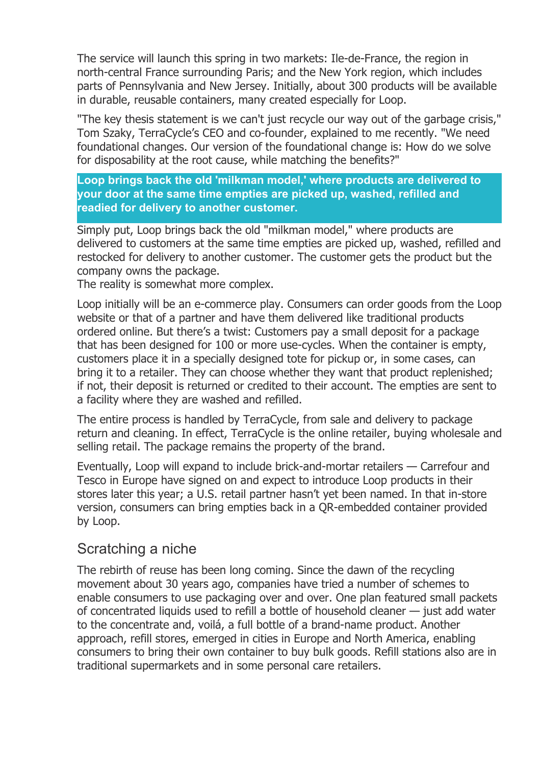The service will launch this spring in two markets: Ile-de-France, the region in north-central France surrounding Paris; and the New York region, which includes parts of Pennsylvania and New Jersey. Initially, about 300 products will be available in durable, reusable containers, many created especially for Loop.

"The key thesis statement is we can't just recycle our way out of the garbage crisis," Tom Szaky, TerraCycle's CEO and co-founder, explained to me recently. "We need foundational changes. Our version of the foundational change is: How do we solve for disposability at the root cause, while matching the benefits?"

> **Loop brings back the old 'milkman model,' where products are delivered to your door at the same time empties are picked up, washed, refilled and readied for delivery to another customer.**

Simply put, Loop brings back the old "milkman model," where products are delivered to customers at the same time empties are picked up, washed, refilled and restocked for delivery to another customer. The customer gets the product but the company owns the package.
The reality is somewhat more complex.

Loop initially will be an e-commerce play. Consumers can order goods from the Loop website or that of a partner and have them delivered like traditional products ordered online. But there's a twist: Customers pay a small deposit for a package that has been designed for 100 or more use-cycles. When the container is empty, customers place it in a specially designed tote for pickup or, in some cases, can bring it to a retailer. They can choose whether they want that product replenished; if not, their deposit is returned or credited to their account. The empties are sent to a facility where they are washed and refilled.

The entire process is handled by TerraCycle, from sale and delivery to package return and cleaning. In effect, TerraCycle is the online retailer, buying wholesale and selling retail. The package remains the property of the brand.

Eventually, Loop will expand to include brick-and-mortar retailers — Carrefour and Tesco in Europe have signed on and expect to introduce Loop products in their stores later this year; a U.S. retail partner hasn't yet been named. In that in-store version, consumers can bring empties back in a QR-embedded container provided by Loop.

## Scratching a niche

The rebirth of reuse has been long coming. Since the dawn of the recycling movement about 30 years ago, companies have tried a number of schemes to enable consumers to use packaging over and over. One plan featured small packets of concentrated liquids used to refill a bottle of household cleaner — just add water to the concentrate and, voilá, a full bottle of a brand-name product. Another approach, refill stores, emerged in cities in Europe and North America, enabling consumers to bring their own container to buy bulk goods. Refill stations also are in traditional supermarkets and in some personal care retailers.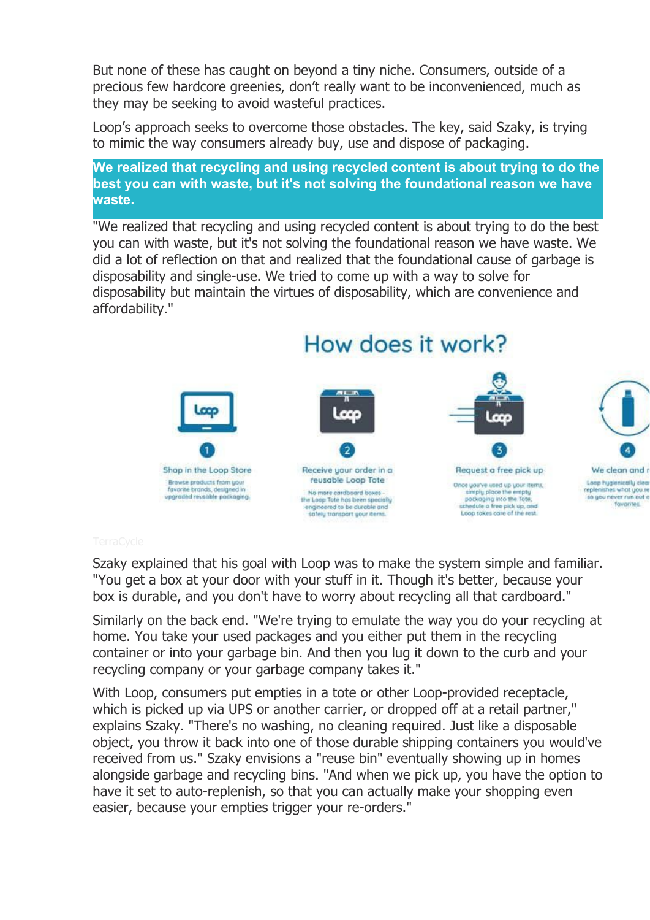But none of these has caught on beyond a tiny niche. Consumers, outside of a precious few hardcore greenies, don't really want to be inconvenienced, much as they may be seeking to avoid wasteful practices.

Loop's approach seeks to overcome those obstacles. The key, said Szaky, is trying to mimic the way consumers already buy, use and dispose of packaging.

**We realized that recycling and using recycled content is about trying to do the best you can with waste, but it's not solving the foundational reason we have waste.**

"We realized that recycling and using recycled content is about trying to do the best you can with waste, but it's not solving the foundational reason we have waste. We did a lot of reflection on that and realized that the foundational cause of garbage is disposability and single-use. We tried to come up with a way to solve for disposability but maintain the virtues of disposability, which are convenience and affordability."

## How does it work?

1. **Shop in the Loop Store** – Browse products from your favorite brands, designed in upgraded reusable packaging.
2. **Receive your order in a reusable Loop Tote** – No more cardboard boxes - the Loop Tote has been specially engineered to be durable and safely transport your items.
3. **Request a free pick up** – Once you've used up your items, simply place the empty packaging into the Tote, schedule a free pick up, and Loop takes care of the rest.
4. **We clean and r...** – Loop hygienically clea... replenishes what you re... so you never run out o... favorites.

TerraCycle

Szaky explained that his goal with Loop was to make the system simple and familiar. "You get a box at your door with your stuff in it. Though it's better, because your box is durable, and you don't have to worry about recycling all that cardboard."

Similarly on the back end. "We're trying to emulate the way you do your recycling at home. You take your used packages and you either put them in the recycling container or into your garbage bin. And then you lug it down to the curb and your recycling company or your garbage company takes it."

With Loop, consumers put empties in a tote or other Loop-provided receptacle, which is picked up via UPS or another carrier, or dropped off at a retail partner," explains Szaky. "There's no washing, no cleaning required. Just like a disposable object, you throw it back into one of those durable shipping containers you would've received from us." Szaky envisions a "reuse bin" eventually showing up in homes alongside garbage and recycling bins. "And when we pick up, you have the option to have it set to auto-replenish, so that you can actually make your shopping even easier, because your empties trigger your re-orders."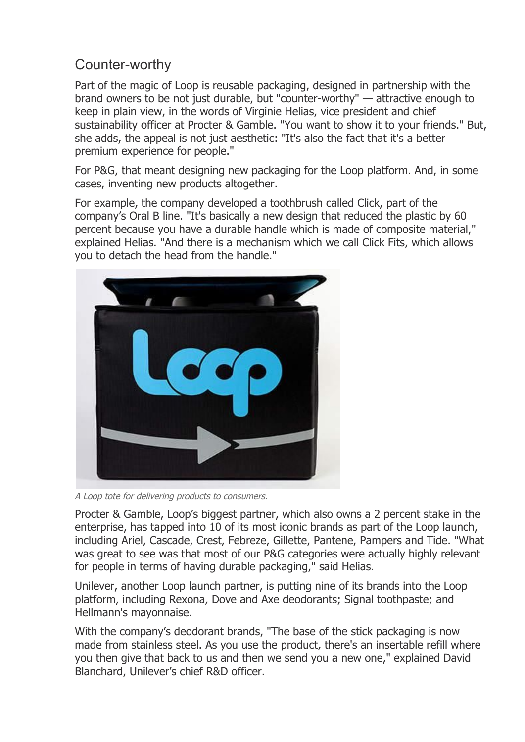## Counter-worthy

Part of the magic of Loop is reusable packaging, designed in partnership with the brand owners to be not just durable, but "counter-worthy" — attractive enough to keep in plain view, in the words of Virginie Helias, vice president and chief sustainability officer at Procter & Gamble. "You want to show it to your friends." But, she adds, the appeal is not just aesthetic: "It's also the fact that it's a better premium experience for people."

For P&G, that meant designing new packaging for the Loop platform. And, in some cases, inventing new products altogether.

For example, the company developed a toothbrush called Click, part of the company's Oral B line. "It's basically a new design that reduced the plastic by 60 percent because you have a durable handle which is made of composite material," explained Helias. "And there is a mechanism which we call Click Fits, which allows you to detach the head from the handle."

*A Loop tote for delivering products to consumers.*

Procter & Gamble, Loop's biggest partner, which also owns a 2 percent stake in the enterprise, has tapped into 10 of its most iconic brands as part of the Loop launch, including Ariel, Cascade, Crest, Febreze, Gillette, Pantene, Pampers and Tide. "What was great to see was that most of our P&G categories were actually highly relevant for people in terms of having durable packaging," said Helias.

Unilever, another Loop launch partner, is putting nine of its brands into the Loop platform, including Rexona, Dove and Axe deodorants; Signal toothpaste; and Hellmann's mayonnaise.

With the company's deodorant brands, "The base of the stick packaging is now made from stainless steel. As you use the product, there's an insertable refill where you then give that back to us and then we send you a new one," explained David Blanchard, Unilever's chief R&D officer.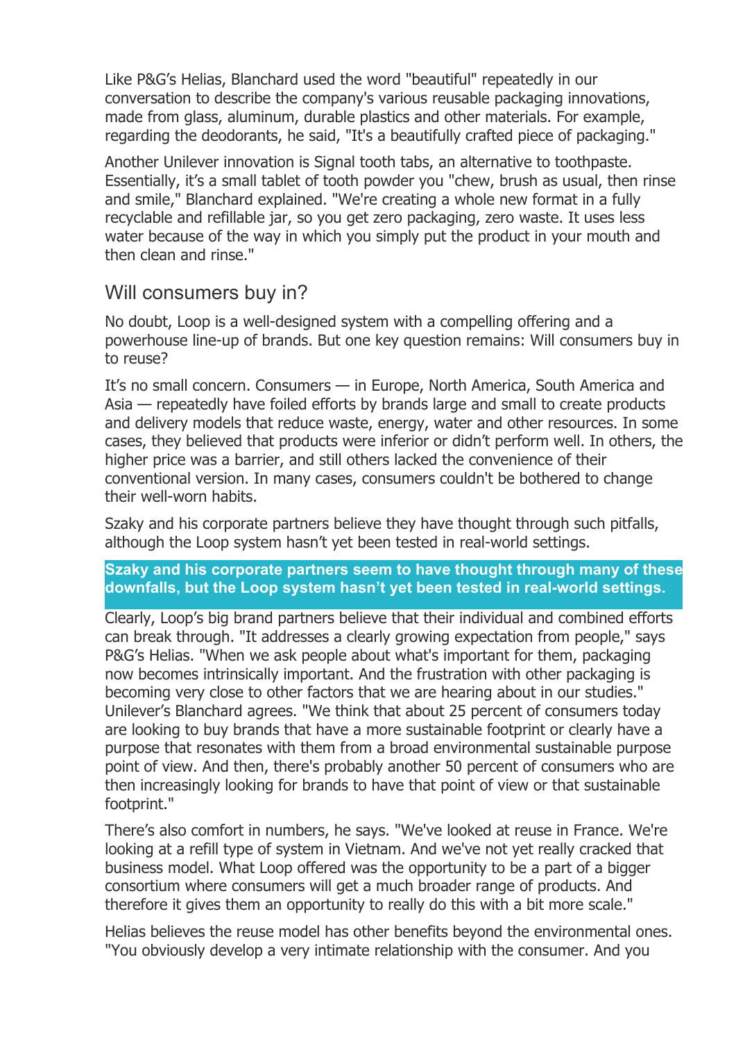Like P&G's Helias, Blanchard used the word "beautiful" repeatedly in our conversation to describe the company's various reusable packaging innovations, made from glass, aluminum, durable plastics and other materials. For example, regarding the deodorants, he said, "It's a beautifully crafted piece of packaging."

Another Unilever innovation is Signal tooth tabs, an alternative to toothpaste. Essentially, it's a small tablet of tooth powder you "chew, brush as usual, then rinse and smile," Blanchard explained. "We're creating a whole new format in a fully recyclable and refillable jar, so you get zero packaging, zero waste. It uses less water because of the way in which you simply put the product in your mouth and then clean and rinse."

## Will consumers buy in?

No doubt, Loop is a well-designed system with a compelling offering and a powerhouse line-up of brands. But one key question remains: Will consumers buy in to reuse?

It's no small concern. Consumers — in Europe, North America, South America and Asia — repeatedly have foiled efforts by brands large and small to create products and delivery models that reduce waste, energy, water and other resources. In some cases, they believed that products were inferior or didn't perform well. In others, the higher price was a barrier, and still others lacked the convenience of their conventional version. In many cases, consumers couldn't be bothered to change their well-worn habits.

Szaky and his corporate partners believe they have thought through such pitfalls, although the Loop system hasn't yet been tested in real-world settings.

**Szaky and his corporate partners seem to have thought through many of these downfalls, but the Loop system hasn't yet been tested in real-world settings.**

Clearly, Loop's big brand partners believe that their individual and combined efforts can break through. "It addresses a clearly growing expectation from people," says P&G's Helias. "When we ask people about what's important for them, packaging now becomes intrinsically important. And the frustration with other packaging is becoming very close to other factors that we are hearing about in our studies." Unilever's Blanchard agrees. "We think that about 25 percent of consumers today are looking to buy brands that have a more sustainable footprint or clearly have a purpose that resonates with them from a broad environmental sustainable purpose point of view. And then, there's probably another 50 percent of consumers who are then increasingly looking for brands to have that point of view or that sustainable footprint."

There's also comfort in numbers, he says. "We've looked at reuse in France. We're looking at a refill type of system in Vietnam. And we've not yet really cracked that business model. What Loop offered was the opportunity to be a part of a bigger consortium where consumers will get a much broader range of products. And therefore it gives them an opportunity to really do this with a bit more scale."

Helias believes the reuse model has other benefits beyond the environmental ones. "You obviously develop a very intimate relationship with the consumer. And you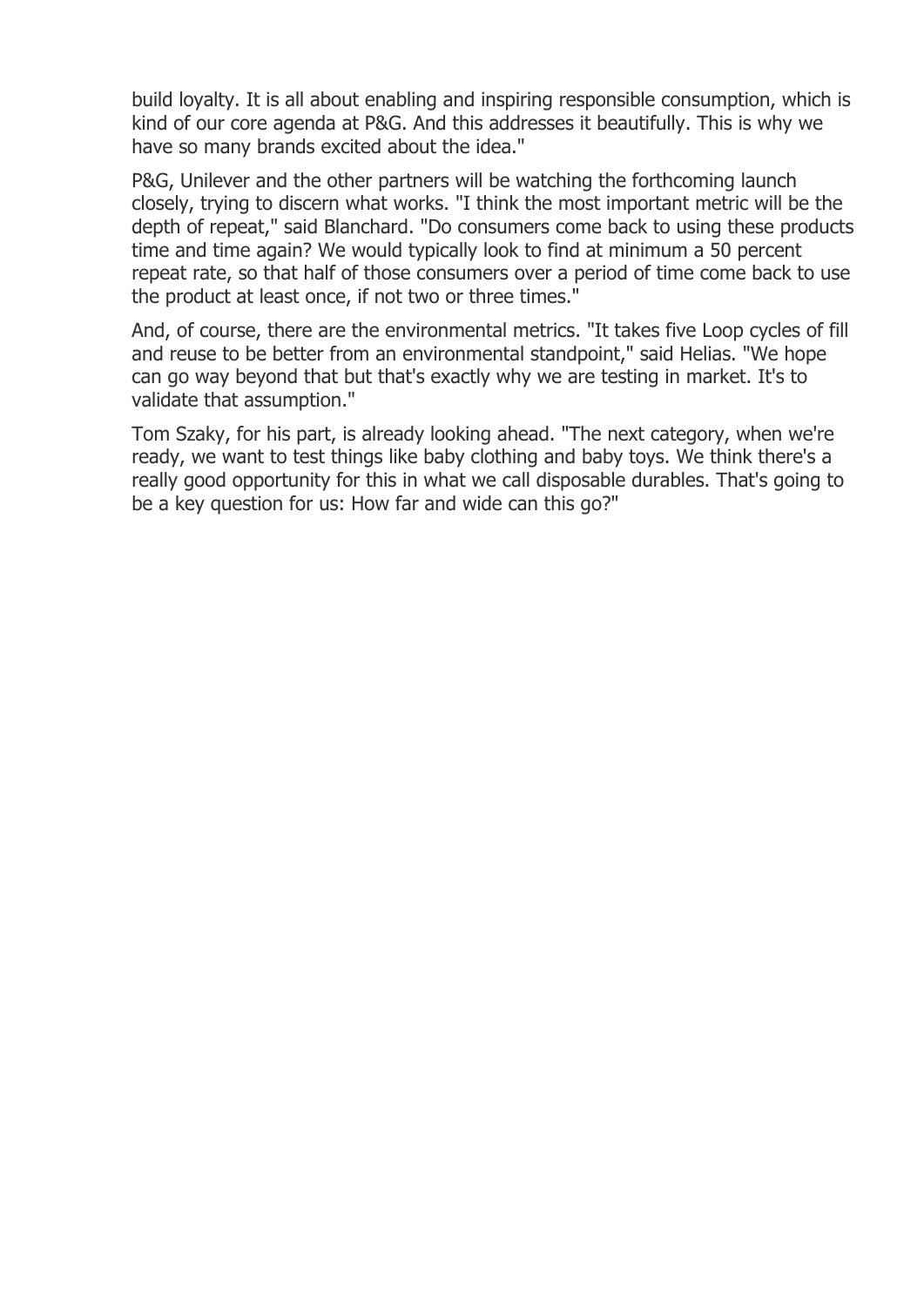build loyalty. It is all about enabling and inspiring responsible consumption, which is kind of our core agenda at P&G. And this addresses it beautifully. This is why we have so many brands excited about the idea."

P&G, Unilever and the other partners will be watching the forthcoming launch closely, trying to discern what works. "I think the most important metric will be the depth of repeat," said Blanchard. "Do consumers come back to using these products time and time again? We would typically look to find at minimum a 50 percent repeat rate, so that half of those consumers over a period of time come back to use the product at least once, if not two or three times."

And, of course, there are the environmental metrics. "It takes five Loop cycles of fill and reuse to be better from an environmental standpoint," said Helias. "We hope can go way beyond that but that's exactly why we are testing in market. It's to validate that assumption."

Tom Szaky, for his part, is already looking ahead. "The next category, when we're ready, we want to test things like baby clothing and baby toys. We think there's a really good opportunity for this in what we call disposable durables. That's going to be a key question for us: How far and wide can this go?"